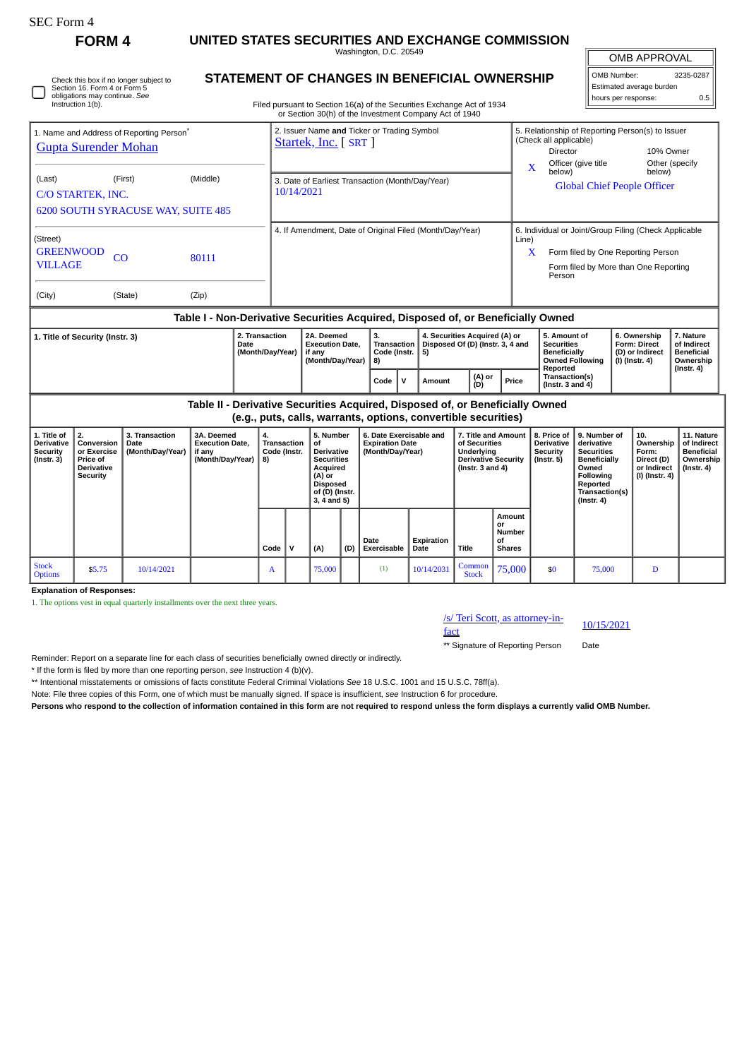SEC Form 4

# FORM 4

## UNITED STATES SECURITIES AND EXCHANGE COMMISSION

Washington, D.C. 20549

## STATEMENT OF CHANGES IN BENEFICIAL OWNERSHIP

Filed pursuant to Section 16(a) of the Securities Exchange Act of 1934 or Section 30(h) of the Investment Company Act of 1940

| OMB APPROVAL | |
|---|---|
| OMB Number: | 3235-0287 |
| Estimated average burden | |
| hours per response: | 0.5 |

☐ Check this box if no longer subject to Section 16. Form 4 or Form 5 obligations may continue. *See* Instruction 1(b).

**1. Name and Address of Reporting Person***

Gupta Surender Mohan

(Last) (First) (Middle)

C/O STARTEK, INC.

6200 SOUTH SYRACUSE WAY, SUITE 485

(Street)

GREENWOOD VILLAGE CO 80111

(City) (State) (Zip)

**2. Issuer Name and Ticker or Trading Symbol**

Startek, Inc. [ SRT ]

**3. Date of Earliest Transaction (Month/Day/Year)**

10/14/2021

**4. If Amendment, Date of Original Filed (Month/Day/Year)**

**5. Relationship of Reporting Person(s) to Issuer (Check all applicable)**

Director | 10% Owner

X Officer (give title below) | Other (specify below)

Global Chief People Officer

**6. Individual or Joint/Group Filing (Check Applicable Line)**

X Form filed by One Reporting Person

Form filed by More than One Reporting Person

### Table I - Non-Derivative Securities Acquired, Disposed of, or Beneficially Owned

| 1. Title of Security (Instr. 3) | 2. Transaction Date (Month/Day/Year) | 2A. Deemed Execution Date, if any (Month/Day/Year) | 3. Transaction Code (Instr. 8) | | 4. Securities Acquired (A) or Disposed Of (D) (Instr. 3, 4 and 5) | | | 5. Amount of Securities Beneficially Owned Following Reported Transaction(s) (Instr. 3 and 4) | 6. Ownership Form: Direct (D) or Indirect (I) (Instr. 4) | 7. Nature of Indirect Beneficial Ownership (Instr. 4) |
|---|---|---|---|---|---|---|---|---|---|---|
| | | | Code | V | Amount | (A) or (D) | Price | | | |

### Table II - Derivative Securities Acquired, Disposed of, or Beneficially Owned (e.g., puts, calls, warrants, options, convertible securities)

| 1. Title of Derivative Security (Instr. 3) | 2. Conversion or Exercise Price of Derivative Security | 3. Transaction Date (Month/Day/Year) | 3A. Deemed Execution Date, if any (Month/Day/Year) | 4. Transaction Code (Instr. 8) | | 5. Number of Derivative Securities Acquired (A) or Disposed of (D) (Instr. 3, 4 and 5) | | 6. Date Exercisable and Expiration Date (Month/Day/Year) | | 7. Title and Amount of Securities Underlying Derivative Security (Instr. 3 and 4) | | 8. Price of Derivative Security (Instr. 5) | 9. Number of derivative Securities Beneficially Owned Following Reported Transaction(s) (Instr. 4) | 10. Ownership Form: Direct (D) or Indirect (I) (Instr. 4) | 11. Nature of Indirect Beneficial Ownership (Instr. 4) |
|---|---|---|---|---|---|---|---|---|---|---|---|---|---|---|---|
| | | | | Code | V | (A) | (D) | Date Exercisable | Expiration Date | Title | Amount or Number of Shares | | | | |
| Stock Options | $5.75 | 10/14/2021 | | A | | 75,000 | | (1) | 10/14/2031 | Common Stock | 75,000 | $0 | 75,000 | D | |

**Explanation of Responses:**

1. The options vest in equal quarterly installments over the next three years.

/s/ Teri Scott, as attorney-in-fact | 10/15/2021

** Signature of Reporting Person | Date

Reminder: Report on a separate line for each class of securities beneficially owned directly or indirectly.

* If the form is filed by more than one reporting person, *see* Instruction 4 (b)(v).

** Intentional misstatements or omissions of facts constitute Federal Criminal Violations *See* 18 U.S.C. 1001 and 15 U.S.C. 78ff(a).

Note: File three copies of this Form, one of which must be manually signed. If space is insufficient, *see* Instruction 6 for procedure.

**Persons who respond to the collection of information contained in this form are not required to respond unless the form displays a currently valid OMB Number.**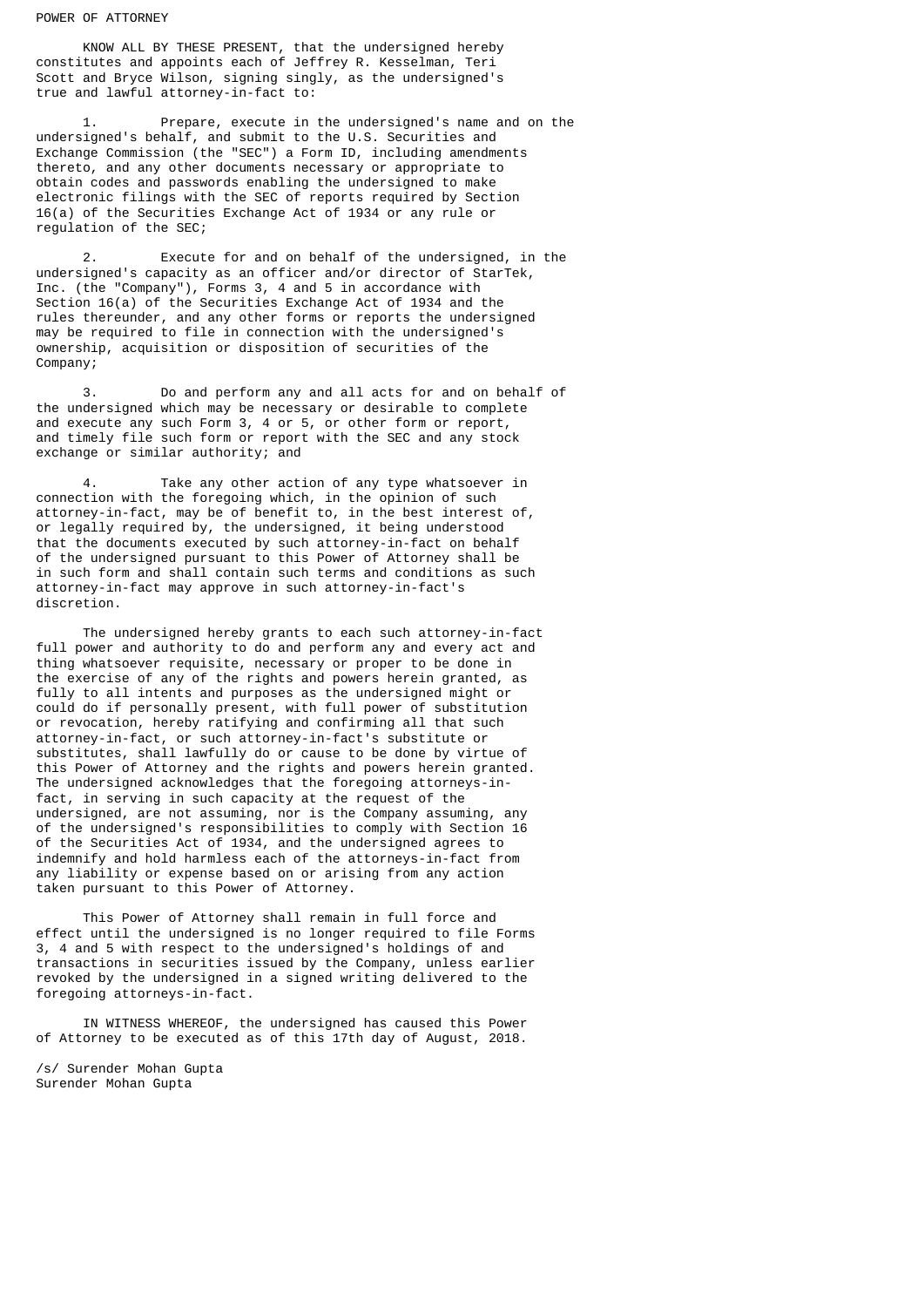# POWER OF ATTORNEY

KNOW ALL BY THESE PRESENT, that the undersigned hereby constitutes and appoints each of Jeffrey R. Kesselman, Teri Scott and Bryce Wilson, signing singly, as the undersigned's true and lawful attorney-in-fact to:

1. Prepare, execute in the undersigned's name and on the undersigned's behalf, and submit to the U.S. Securities and Exchange Commission (the "SEC") a Form ID, including amendments thereto, and any other documents necessary or appropriate to obtain codes and passwords enabling the undersigned to make electronic filings with the SEC of reports required by Section 16(a) of the Securities Exchange Act of 1934 or any rule or regulation of the SEC;

2. Execute for and on behalf of the undersigned, in the undersigned's capacity as an officer and/or director of StarTek, Inc. (the "Company"), Forms 3, 4 and 5 in accordance with Section 16(a) of the Securities Exchange Act of 1934 and the rules thereunder, and any other forms or reports the undersigned may be required to file in connection with the undersigned's ownership, acquisition or disposition of securities of the Company;

3. Do and perform any and all acts for and on behalf of the undersigned which may be necessary or desirable to complete and execute any such Form 3, 4 or 5, or other form or report, and timely file such form or report with the SEC and any stock exchange or similar authority; and

4. Take any other action of any type whatsoever in connection with the foregoing which, in the opinion of such attorney-in-fact, may be of benefit to, in the best interest of, or legally required by, the undersigned, it being understood that the documents executed by such attorney-in-fact on behalf of the undersigned pursuant to this Power of Attorney shall be in such form and shall contain such terms and conditions as such attorney-in-fact may approve in such attorney-in-fact's discretion.

The undersigned hereby grants to each such attorney-in-fact full power and authority to do and perform any and every act and thing whatsoever requisite, necessary or proper to be done in the exercise of any of the rights and powers herein granted, as fully to all intents and purposes as the undersigned might or could do if personally present, with full power of substitution or revocation, hereby ratifying and confirming all that such attorney-in-fact, or such attorney-in-fact's substitute or substitutes, shall lawfully do or cause to be done by virtue of this Power of Attorney and the rights and powers herein granted. The undersigned acknowledges that the foregoing attorneys-in-fact, in serving in such capacity at the request of the undersigned, are not assuming, nor is the Company assuming, any of the undersigned's responsibilities to comply with Section 16 of the Securities Act of 1934, and the undersigned agrees to indemnify and hold harmless each of the attorneys-in-fact from any liability or expense based on or arising from any action taken pursuant to this Power of Attorney.

This Power of Attorney shall remain in full force and effect until the undersigned is no longer required to file Forms 3, 4 and 5 with respect to the undersigned's holdings of and transactions in securities issued by the Company, unless earlier revoked by the undersigned in a signed writing delivered to the foregoing attorneys-in-fact.

IN WITNESS WHEREOF, the undersigned has caused this Power of Attorney to be executed as of this 17th day of August, 2018.

/s/ Surender Mohan Gupta
Surender Mohan Gupta